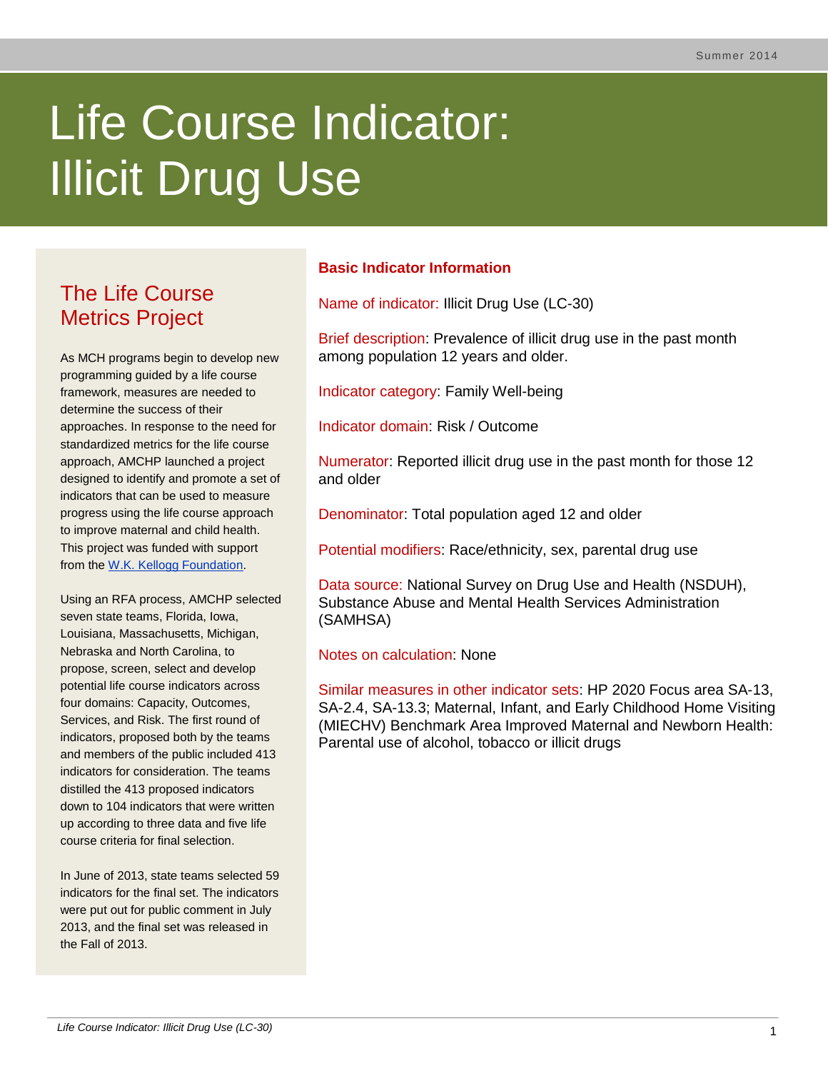# Life Course Indicator: Illicit Drug Use

## The Life Course Metrics Project

As MCH programs begin to develop new programming guided by a life course framework, measures are needed to determine the success of their approaches. In response to the need for standardized metrics for the life course approach, AMCHP launched a project designed to identify and promote a set of indicators that can be used to measure progress using the life course approach to improve maternal and child health. This project was funded with support from the W.K. Kellogg Foundation.

Using an RFA process, AMCHP selected seven state teams, Florida, Iowa, Louisiana, Massachusetts, Michigan, Nebraska and North Carolina, to propose, screen, select and develop potential life course indicators across four domains: Capacity, Outcomes, Services, and Risk. The first round of indicators, proposed both by the teams and members of the public included 413 indicators for consideration. The teams distilled the 413 proposed indicators down to 104 indicators that were written up according to three data and five life course criteria for final selection.

In June of 2013, state teams selected 59 indicators for the final set. The indicators were put out for public comment in July 2013, and the final set was released in the Fall of 2013.

## Basic Indicator Information

Name of indicator: Illicit Drug Use (LC-30)

Brief description: Prevalence of illicit drug use in the past month among population 12 years and older.

Indicator category: Family Well-being

Indicator domain: Risk / Outcome

Numerator: Reported illicit drug use in the past month for those 12 and older

Denominator: Total population aged 12 and older

Potential modifiers: Race/ethnicity, sex, parental drug use

Data source: National Survey on Drug Use and Health (NSDUH), Substance Abuse and Mental Health Services Administration (SAMHSA)

Notes on calculation: None

Similar measures in other indicator sets: HP 2020 Focus area SA-13, SA-2.4, SA-13.3; Maternal, Infant, and Early Childhood Home Visiting (MIECHV) Benchmark Area Improved Maternal and Newborn Health: Parental use of alcohol, tobacco or illicit drugs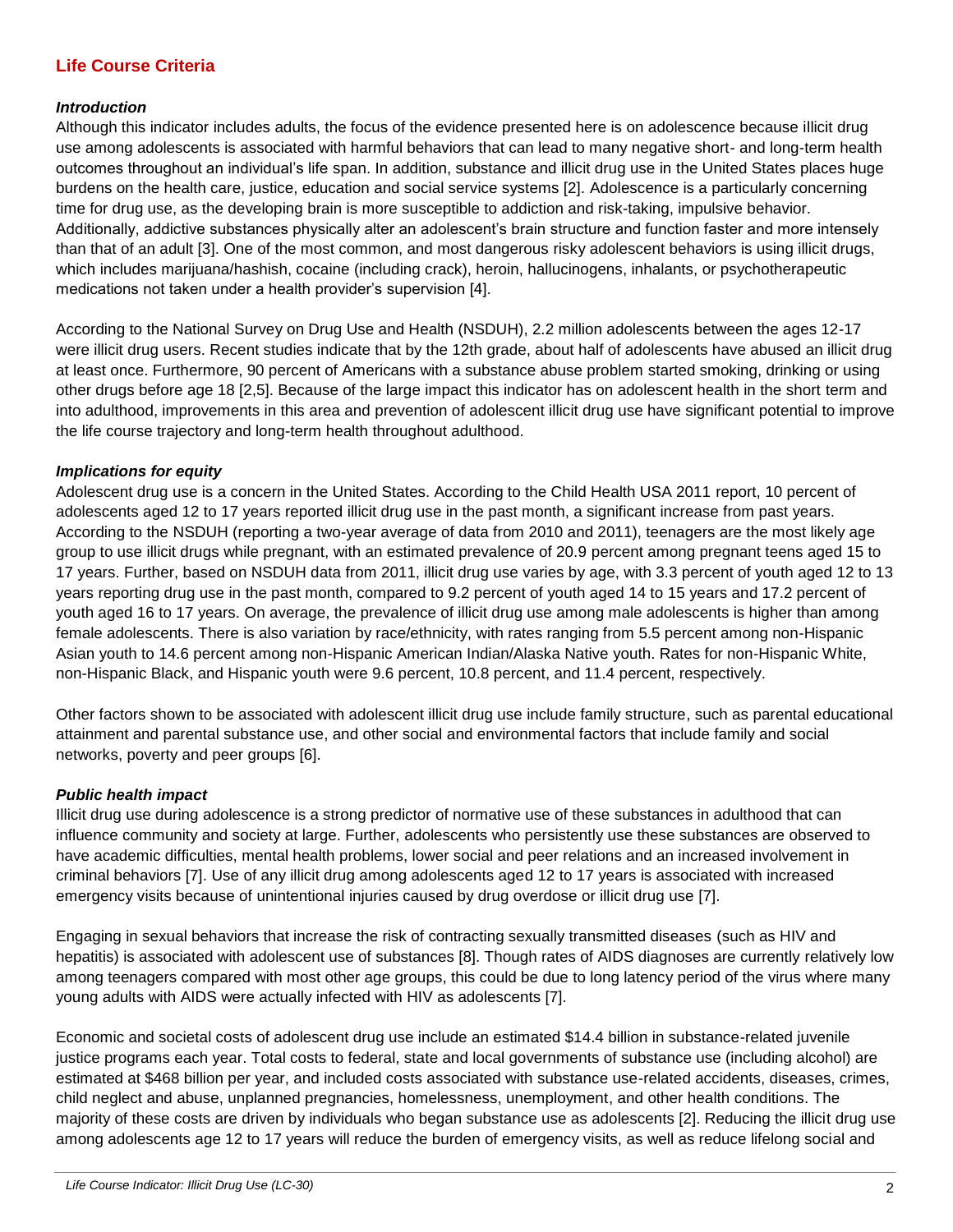## Life Course Criteria

### *Introduction*

Although this indicator includes adults, the focus of the evidence presented here is on adolescence because illicit drug use among adolescents is associated with harmful behaviors that can lead to many negative short- and long-term health outcomes throughout an individual's life span. In addition, substance and illicit drug use in the United States places huge burdens on the health care, justice, education and social service systems [2]. Adolescence is a particularly concerning time for drug use, as the developing brain is more susceptible to addiction and risk-taking, impulsive behavior. Additionally, addictive substances physically alter an adolescent's brain structure and function faster and more intensely than that of an adult [3]. One of the most common, and most dangerous risky adolescent behaviors is using illicit drugs, which includes marijuana/hashish, cocaine (including crack), heroin, hallucinogens, inhalants, or psychotherapeutic medications not taken under a health provider's supervision [4].

According to the National Survey on Drug Use and Health (NSDUH), 2.2 million adolescents between the ages 12-17 were illicit drug users. Recent studies indicate that by the 12th grade, about half of adolescents have abused an illicit drug at least once. Furthermore, 90 percent of Americans with a substance abuse problem started smoking, drinking or using other drugs before age 18 [2,5]. Because of the large impact this indicator has on adolescent health in the short term and into adulthood, improvements in this area and prevention of adolescent illicit drug use have significant potential to improve the life course trajectory and long-term health throughout adulthood.

### *Implications for equity*

Adolescent drug use is a concern in the United States. According to the Child Health USA 2011 report, 10 percent of adolescents aged 12 to 17 years reported illicit drug use in the past month, a significant increase from past years. According to the NSDUH (reporting a two-year average of data from 2010 and 2011), teenagers are the most likely age group to use illicit drugs while pregnant, with an estimated prevalence of 20.9 percent among pregnant teens aged 15 to 17 years. Further, based on NSDUH data from 2011, illicit drug use varies by age, with 3.3 percent of youth aged 12 to 13 years reporting drug use in the past month, compared to 9.2 percent of youth aged 14 to 15 years and 17.2 percent of youth aged 16 to 17 years. On average, the prevalence of illicit drug use among male adolescents is higher than among female adolescents. There is also variation by race/ethnicity, with rates ranging from 5.5 percent among non-Hispanic Asian youth to 14.6 percent among non-Hispanic American Indian/Alaska Native youth. Rates for non-Hispanic White, non-Hispanic Black, and Hispanic youth were 9.6 percent, 10.8 percent, and 11.4 percent, respectively.

Other factors shown to be associated with adolescent illicit drug use include family structure, such as parental educational attainment and parental substance use, and other social and environmental factors that include family and social networks, poverty and peer groups [6].

### *Public health impact*

Illicit drug use during adolescence is a strong predictor of normative use of these substances in adulthood that can influence community and society at large. Further, adolescents who persistently use these substances are observed to have academic difficulties, mental health problems, lower social and peer relations and an increased involvement in criminal behaviors [7]. Use of any illicit drug among adolescents aged 12 to 17 years is associated with increased emergency visits because of unintentional injuries caused by drug overdose or illicit drug use [7].

Engaging in sexual behaviors that increase the risk of contracting sexually transmitted diseases (such as HIV and hepatitis) is associated with adolescent use of substances [8]. Though rates of AIDS diagnoses are currently relatively low among teenagers compared with most other age groups, this could be due to long latency period of the virus where many young adults with AIDS were actually infected with HIV as adolescents [7].

Economic and societal costs of adolescent drug use include an estimated $14.4 billion in substance-related juvenile justice programs each year. Total costs to federal, state and local governments of substance use (including alcohol) are estimated at $468 billion per year, and included costs associated with substance use-related accidents, diseases, crimes, child neglect and abuse, unplanned pregnancies, homelessness, unemployment, and other health conditions. The majority of these costs are driven by individuals who began substance use as adolescents [2]. Reducing the illicit drug use among adolescents age 12 to 17 years will reduce the burden of emergency visits, as well as reduce lifelong social and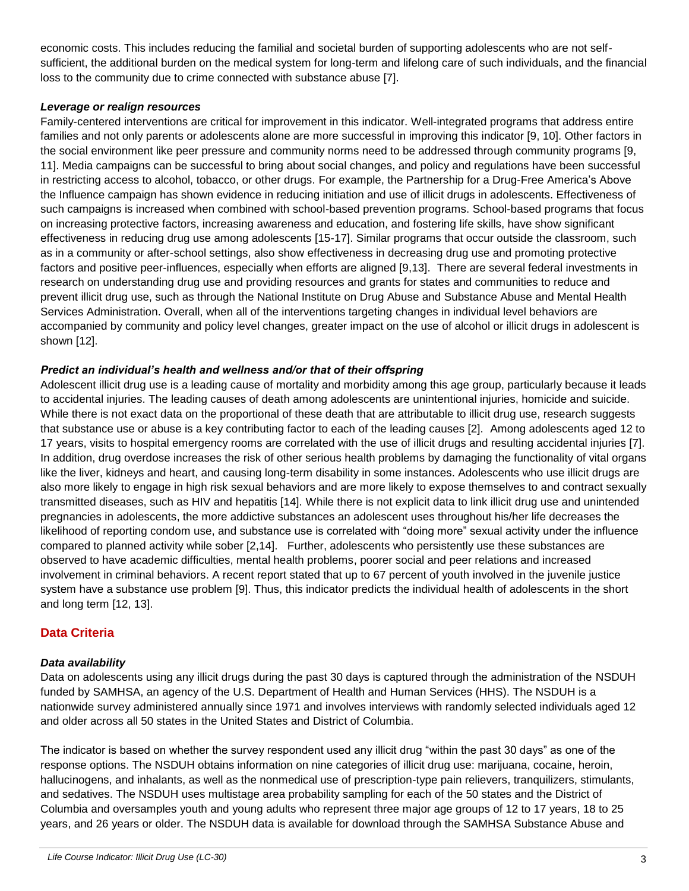economic costs. This includes reducing the familial and societal burden of supporting adolescents who are not self-sufficient, the additional burden on the medical system for long-term and lifelong care of such individuals, and the financial loss to the community due to crime connected with substance abuse [7].

### *Leverage or realign resources*

Family-centered interventions are critical for improvement in this indicator. Well-integrated programs that address entire families and not only parents or adolescents alone are more successful in improving this indicator [9, 10]. Other factors in the social environment like peer pressure and community norms need to be addressed through community programs [9, 11]. Media campaigns can be successful to bring about social changes, and policy and regulations have been successful in restricting access to alcohol, tobacco, or other drugs. For example, the Partnership for a Drug-Free America's Above the Influence campaign has shown evidence in reducing initiation and use of illicit drugs in adolescents. Effectiveness of such campaigns is increased when combined with school-based prevention programs. School-based programs that focus on increasing protective factors, increasing awareness and education, and fostering life skills, have show significant effectiveness in reducing drug use among adolescents [15-17]. Similar programs that occur outside the classroom, such as in a community or after-school settings, also show effectiveness in decreasing drug use and promoting protective factors and positive peer-influences, especially when efforts are aligned [9,13]. There are several federal investments in research on understanding drug use and providing resources and grants for states and communities to reduce and prevent illicit drug use, such as through the National Institute on Drug Abuse and Substance Abuse and Mental Health Services Administration. Overall, when all of the interventions targeting changes in individual level behaviors are accompanied by community and policy level changes, greater impact on the use of alcohol or illicit drugs in adolescent is shown [12].

### *Predict an individual's health and wellness and/or that of their offspring*

Adolescent illicit drug use is a leading cause of mortality and morbidity among this age group, particularly because it leads to accidental injuries. The leading causes of death among adolescents are unintentional injuries, homicide and suicide. While there is not exact data on the proportional of these death that are attributable to illicit drug use, research suggests that substance use or abuse is a key contributing factor to each of the leading causes [2]. Among adolescents aged 12 to 17 years, visits to hospital emergency rooms are correlated with the use of illicit drugs and resulting accidental injuries [7]. In addition, drug overdose increases the risk of other serious health problems by damaging the functionality of vital organs like the liver, kidneys and heart, and causing long-term disability in some instances. Adolescents who use illicit drugs are also more likely to engage in high risk sexual behaviors and are more likely to expose themselves to and contract sexually transmitted diseases, such as HIV and hepatitis [14]. While there is not explicit data to link illicit drug use and unintended pregnancies in adolescents, the more addictive substances an adolescent uses throughout his/her life decreases the likelihood of reporting condom use, and substance use is correlated with "doing more" sexual activity under the influence compared to planned activity while sober [2,14]. Further, adolescents who persistently use these substances are observed to have academic difficulties, mental health problems, poorer social and peer relations and increased involvement in criminal behaviors. A recent report stated that up to 67 percent of youth involved in the juvenile justice system have a substance use problem [9]. Thus, this indicator predicts the individual health of adolescents in the short and long term [12, 13].

## Data Criteria

### *Data availability*

Data on adolescents using any illicit drugs during the past 30 days is captured through the administration of the NSDUH funded by SAMHSA, an agency of the U.S. Department of Health and Human Services (HHS). The NSDUH is a nationwide survey administered annually since 1971 and involves interviews with randomly selected individuals aged 12 and older across all 50 states in the United States and District of Columbia.

The indicator is based on whether the survey respondent used any illicit drug "within the past 30 days" as one of the response options. The NSDUH obtains information on nine categories of illicit drug use: marijuana, cocaine, heroin, hallucinogens, and inhalants, as well as the nonmedical use of prescription-type pain relievers, tranquilizers, stimulants, and sedatives. The NSDUH uses multistage area probability sampling for each of the 50 states and the District of Columbia and oversamples youth and young adults who represent three major age groups of 12 to 17 years, 18 to 25 years, and 26 years or older. The NSDUH data is available for download through the SAMHSA Substance Abuse and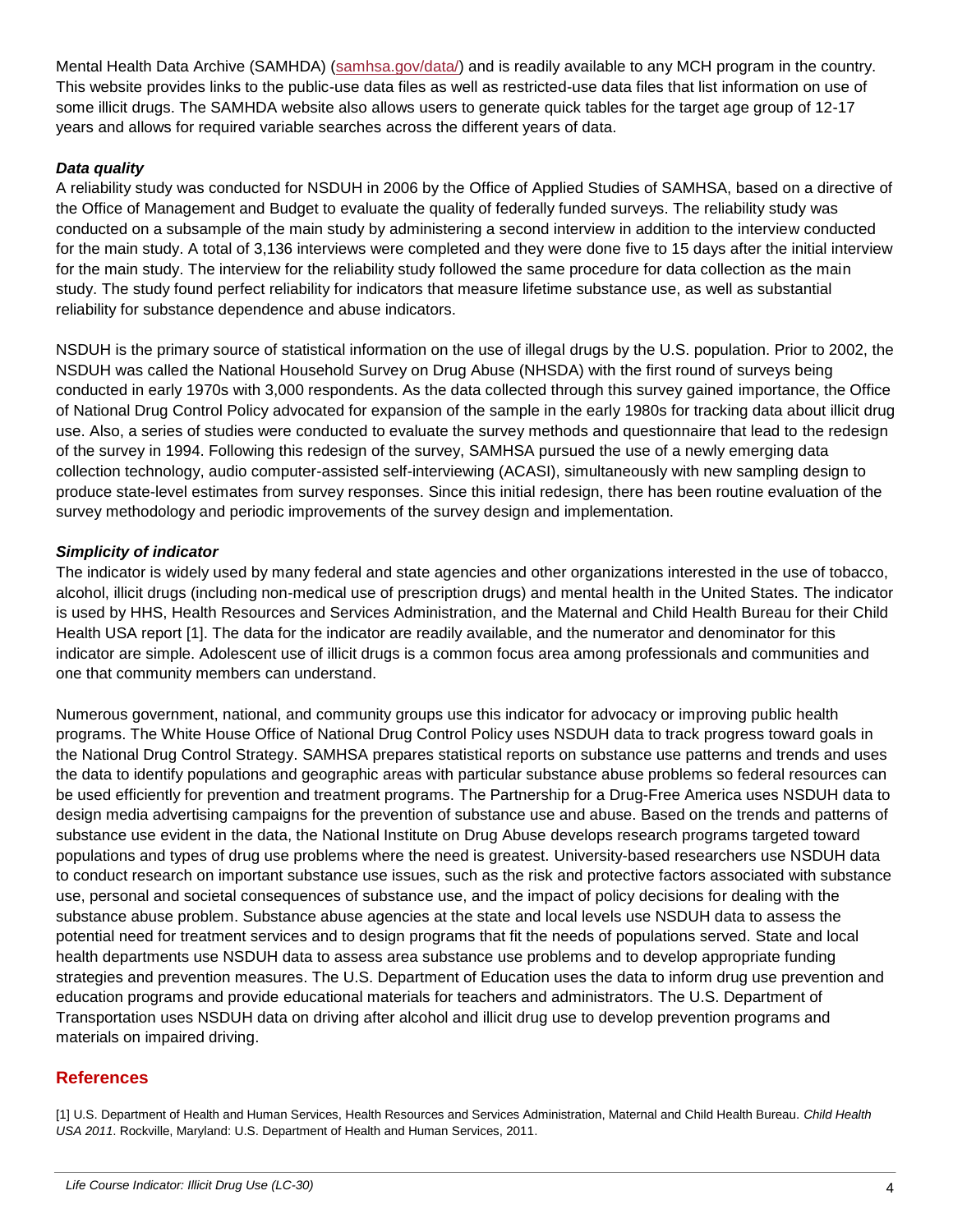Mental Health Data Archive (SAMHDA) (samhsa.gov/data/) and is readily available to any MCH program in the country. This website provides links to the public-use data files as well as restricted-use data files that list information on use of some illicit drugs. The SAMHDA website also allows users to generate quick tables for the target age group of 12-17 years and allows for required variable searches across the different years of data.

***Data quality***

A reliability study was conducted for NSDUH in 2006 by the Office of Applied Studies of SAMHSA, based on a directive of the Office of Management and Budget to evaluate the quality of federally funded surveys. The reliability study was conducted on a subsample of the main study by administering a second interview in addition to the interview conducted for the main study. A total of 3,136 interviews were completed and they were done five to 15 days after the initial interview for the main study. The interview for the reliability study followed the same procedure for data collection as the main study. The study found perfect reliability for indicators that measure lifetime substance use, as well as substantial reliability for substance dependence and abuse indicators.

NSDUH is the primary source of statistical information on the use of illegal drugs by the U.S. population. Prior to 2002, the NSDUH was called the National Household Survey on Drug Abuse (NHSDA) with the first round of surveys being conducted in early 1970s with 3,000 respondents. As the data collected through this survey gained importance, the Office of National Drug Control Policy advocated for expansion of the sample in the early 1980s for tracking data about illicit drug use. Also, a series of studies were conducted to evaluate the survey methods and questionnaire that lead to the redesign of the survey in 1994. Following this redesign of the survey, SAMHSA pursued the use of a newly emerging data collection technology, audio computer-assisted self-interviewing (ACASI), simultaneously with new sampling design to produce state-level estimates from survey responses. Since this initial redesign, there has been routine evaluation of the survey methodology and periodic improvements of the survey design and implementation.

***Simplicity of indicator***

The indicator is widely used by many federal and state agencies and other organizations interested in the use of tobacco, alcohol, illicit drugs (including non-medical use of prescription drugs) and mental health in the United States. The indicator is used by HHS, Health Resources and Services Administration, and the Maternal and Child Health Bureau for their Child Health USA report [1]. The data for the indicator are readily available, and the numerator and denominator for this indicator are simple. Adolescent use of illicit drugs is a common focus area among professionals and communities and one that community members can understand.

Numerous government, national, and community groups use this indicator for advocacy or improving public health programs. The White House Office of National Drug Control Policy uses NSDUH data to track progress toward goals in the National Drug Control Strategy. SAMHSA prepares statistical reports on substance use patterns and trends and uses the data to identify populations and geographic areas with particular substance abuse problems so federal resources can be used efficiently for prevention and treatment programs. The Partnership for a Drug-Free America uses NSDUH data to design media advertising campaigns for the prevention of substance use and abuse. Based on the trends and patterns of substance use evident in the data, the National Institute on Drug Abuse develops research programs targeted toward populations and types of drug use problems where the need is greatest. University-based researchers use NSDUH data to conduct research on important substance use issues, such as the risk and protective factors associated with substance use, personal and societal consequences of substance use, and the impact of policy decisions for dealing with the substance abuse problem. Substance abuse agencies at the state and local levels use NSDUH data to assess the potential need for treatment services and to design programs that fit the needs of populations served. State and local health departments use NSDUH data to assess area substance use problems and to develop appropriate funding strategies and prevention measures. The U.S. Department of Education uses the data to inform drug use prevention and education programs and provide educational materials for teachers and administrators. The U.S. Department of Transportation uses NSDUH data on driving after alcohol and illicit drug use to develop prevention programs and materials on impaired driving.

## References

[1] U.S. Department of Health and Human Services, Health Resources and Services Administration, Maternal and Child Health Bureau. *Child Health USA 2011*. Rockville, Maryland: U.S. Department of Health and Human Services, 2011.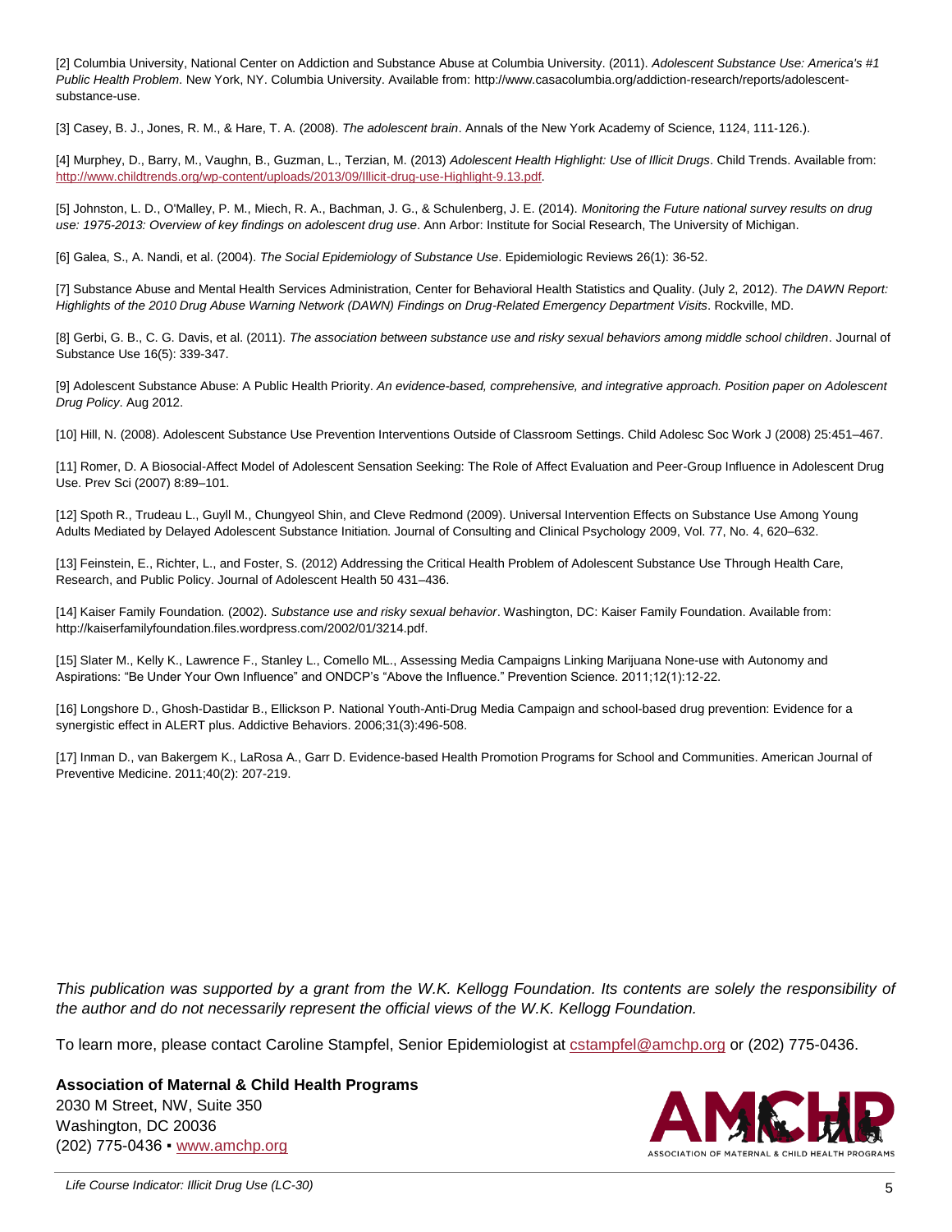[2] Columbia University, National Center on Addiction and Substance Abuse at Columbia University. (2011). *Adolescent Substance Use: America's #1 Public Health Problem*. New York, NY. Columbia University. Available from: http://www.casacolumbia.org/addiction-research/reports/adolescent-substance-use.

[3] Casey, B. J., Jones, R. M., & Hare, T. A. (2008). *The adolescent brain*. Annals of the New York Academy of Science, 1124, 111-126.).

[4] Murphey, D., Barry, M., Vaughn, B., Guzman, L., Terzian, M. (2013) *Adolescent Health Highlight: Use of Illicit Drugs*. Child Trends. Available from: http://www.childtrends.org/wp-content/uploads/2013/09/Illicit-drug-use-Highlight-9.13.pdf.

[5] Johnston, L. D., O'Malley, P. M., Miech, R. A., Bachman, J. G., & Schulenberg, J. E. (2014). *Monitoring the Future national survey results on drug use: 1975-2013: Overview of key findings on adolescent drug use*. Ann Arbor: Institute for Social Research, The University of Michigan.

[6] Galea, S., A. Nandi, et al. (2004). *The Social Epidemiology of Substance Use*. Epidemiologic Reviews 26(1): 36-52.

[7] Substance Abuse and Mental Health Services Administration, Center for Behavioral Health Statistics and Quality. (July 2, 2012). *The DAWN Report: Highlights of the 2010 Drug Abuse Warning Network (DAWN) Findings on Drug-Related Emergency Department Visits*. Rockville, MD.

[8] Gerbi, G. B., C. G. Davis, et al. (2011). *The association between substance use and risky sexual behaviors among middle school children*. Journal of Substance Use 16(5): 339-347.

[9] Adolescent Substance Abuse: A Public Health Priority. *An evidence-based, comprehensive, and integrative approach. Position paper on Adolescent Drug Policy*. Aug 2012.

[10] Hill, N. (2008). Adolescent Substance Use Prevention Interventions Outside of Classroom Settings. Child Adolesc Soc Work J (2008) 25:451–467.

[11] Romer, D. A Biosocial-Affect Model of Adolescent Sensation Seeking: The Role of Affect Evaluation and Peer-Group Influence in Adolescent Drug Use. Prev Sci (2007) 8:89–101.

[12] Spoth R., Trudeau L., Guyll M., Chungyeol Shin, and Cleve Redmond (2009). Universal Intervention Effects on Substance Use Among Young Adults Mediated by Delayed Adolescent Substance Initiation. Journal of Consulting and Clinical Psychology 2009, Vol. 77, No. 4, 620–632.

[13] Feinstein, E., Richter, L., and Foster, S. (2012) Addressing the Critical Health Problem of Adolescent Substance Use Through Health Care, Research, and Public Policy. Journal of Adolescent Health 50 431–436.

[14] Kaiser Family Foundation. (2002). *Substance use and risky sexual behavior*. Washington, DC: Kaiser Family Foundation. Available from: http://kaiserfamilyfoundation.files.wordpress.com/2002/01/3214.pdf.

[15] Slater M., Kelly K., Lawrence F., Stanley L., Comello ML., Assessing Media Campaigns Linking Marijuana None-use with Autonomy and Aspirations: "Be Under Your Own Influence" and ONDCP's "Above the Influence." Prevention Science. 2011;12(1):12-22.

[16] Longshore D., Ghosh-Dastidar B., Ellickson P. National Youth-Anti-Drug Media Campaign and school-based drug prevention: Evidence for a synergistic effect in ALERT plus. Addictive Behaviors. 2006;31(3):496-508.

[17] Inman D., van Bakergem K., LaRosa A., Garr D. Evidence-based Health Promotion Programs for School and Communities. American Journal of Preventive Medicine. 2011;40(2): 207-219.

*This publication was supported by a grant from the W.K. Kellogg Foundation. Its contents are solely the responsibility of the author and do not necessarily represent the official views of the W.K. Kellogg Foundation.*

To learn more, please contact Caroline Stampfel, Senior Epidemiologist at cstampfel@amchp.org or (202) 775-0436.

**Association of Maternal & Child Health Programs**
2030 M Street, NW, Suite 350
Washington, DC 20036
(202) 775-0436 ▪ www.amchp.org

AMCHP
ASSOCIATION OF MATERNAL & CHILD HEALTH PROGRAMS